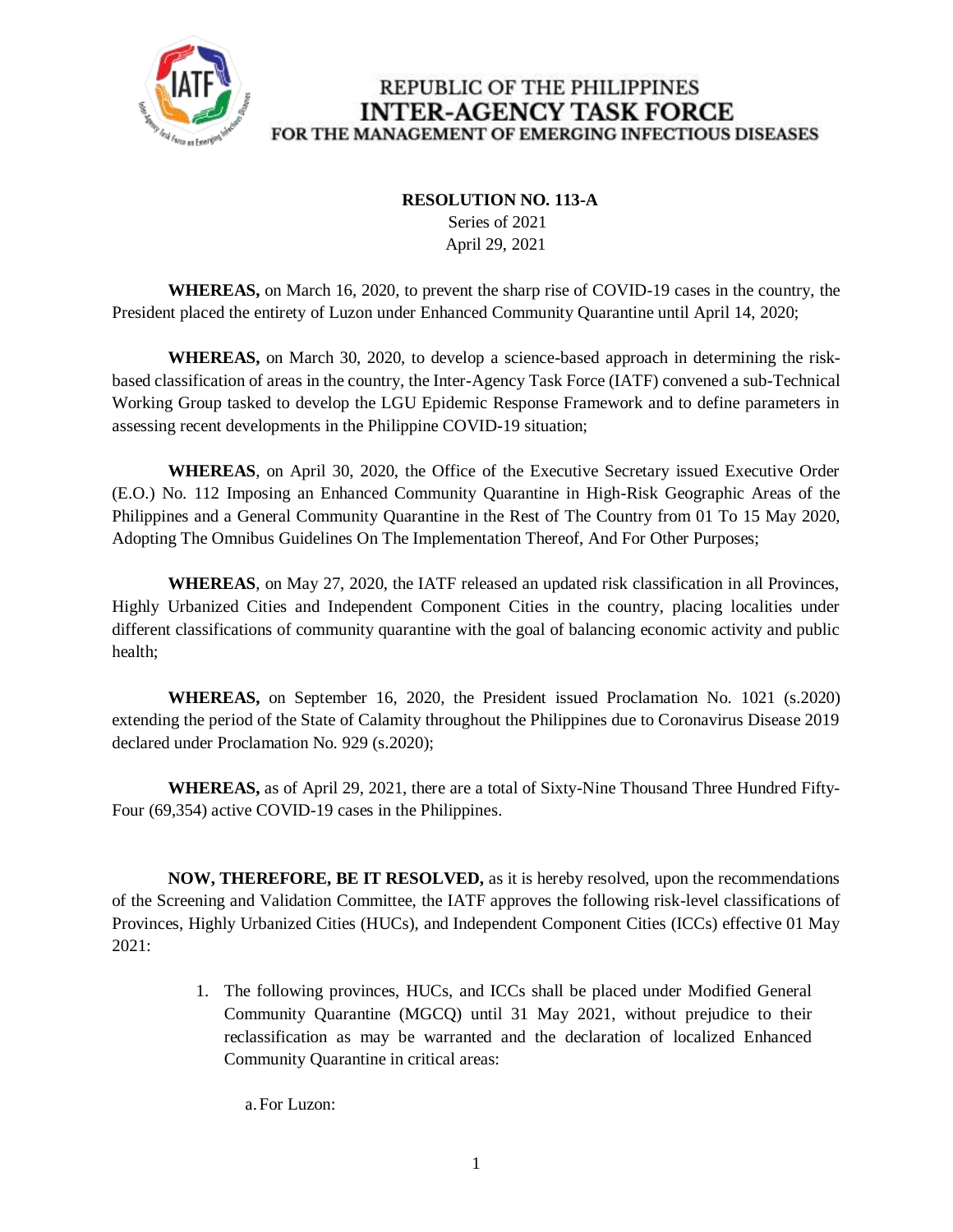REPUBLIC OF THE PHILIPPINES
**INTER-AGENCY TASK FORCE**
FOR THE MANAGEMENT OF EMERGING INFECTIOUS DISEASES

**RESOLUTION NO. 113-A**
Series of 2021
April 29, 2021

**WHEREAS,** on March 16, 2020, to prevent the sharp rise of COVID-19 cases in the country, the President placed the entirety of Luzon under Enhanced Community Quarantine until April 14, 2020;

**WHEREAS,** on March 30, 2020, to develop a science-based approach in determining the risk-based classification of areas in the country, the Inter-Agency Task Force (IATF) convened a sub-Technical Working Group tasked to develop the LGU Epidemic Response Framework and to define parameters in assessing recent developments in the Philippine COVID-19 situation;

**WHEREAS**, on April 30, 2020, the Office of the Executive Secretary issued Executive Order (E.O.) No. 112 Imposing an Enhanced Community Quarantine in High-Risk Geographic Areas of the Philippines and a General Community Quarantine in the Rest of The Country from 01 To 15 May 2020, Adopting The Omnibus Guidelines On The Implementation Thereof, And For Other Purposes;

**WHEREAS**, on May 27, 2020, the IATF released an updated risk classification in all Provinces, Highly Urbanized Cities and Independent Component Cities in the country, placing localities under different classifications of community quarantine with the goal of balancing economic activity and public health;

**WHEREAS,** on September 16, 2020, the President issued Proclamation No. 1021 (s.2020) extending the period of the State of Calamity throughout the Philippines due to Coronavirus Disease 2019 declared under Proclamation No. 929 (s.2020);

**WHEREAS,** as of April 29, 2021, there are a total of Sixty-Nine Thousand Three Hundred Fifty-Four (69,354) active COVID-19 cases in the Philippines.

**NOW, THEREFORE, BE IT RESOLVED,** as it is hereby resolved, upon the recommendations of the Screening and Validation Committee, the IATF approves the following risk-level classifications of Provinces, Highly Urbanized Cities (HUCs), and Independent Component Cities (ICCs) effective 01 May 2021:

1. The following provinces, HUCs, and ICCs shall be placed under Modified General Community Quarantine (MGCQ) until 31 May 2021, without prejudice to their reclassification as may be warranted and the declaration of localized Enhanced Community Quarantine in critical areas:

   a. For Luzon: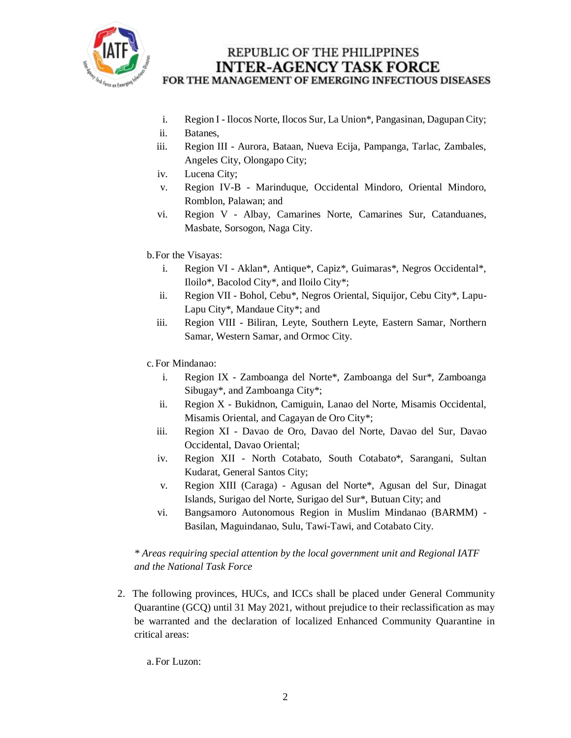i. Region I - Ilocos Norte, Ilocos Sur, La Union*, Pangasinan, Dagupan City;
ii. Batanes,
iii. Region III - Aurora, Bataan, Nueva Ecija, Pampanga, Tarlac, Zambales, Angeles City, Olongapo City;
iv. Lucena City;
v. Region IV-B - Marinduque, Occidental Mindoro, Oriental Mindoro, Romblon, Palawan; and
vi. Region V - Albay, Camarines Norte, Camarines Sur, Catanduanes, Masbate, Sorsogon, Naga City.

b. For the Visayas:

i. Region VI - Aklan*, Antique*, Capiz*, Guimaras*, Negros Occidental*, Iloilo*, Bacolod City*, and Iloilo City*;
ii. Region VII - Bohol, Cebu*, Negros Oriental, Siquijor, Cebu City*, Lapu-Lapu City*, Mandaue City*; and
iii. Region VIII - Biliran, Leyte, Southern Leyte, Eastern Samar, Northern Samar, Western Samar, and Ormoc City.

c. For Mindanao:

i. Region IX - Zamboanga del Norte*, Zamboanga del Sur*, Zamboanga Sibugay*, and Zamboanga City*;
ii. Region X - Bukidnon, Camiguin, Lanao del Norte, Misamis Occidental, Misamis Oriental, and Cagayan de Oro City*;
iii. Region XI - Davao de Oro, Davao del Norte, Davao del Sur, Davao Occidental, Davao Oriental;
iv. Region XII - North Cotabato, South Cotabato*, Sarangani, Sultan Kudarat, General Santos City;
v. Region XIII (Caraga) - Agusan del Norte*, Agusan del Sur, Dinagat Islands, Surigao del Norte, Surigao del Sur*, Butuan City; and
vi. Bangsamoro Autonomous Region in Muslim Mindanao (BARMM) - Basilan, Maguindanao, Sulu, Tawi-Tawi, and Cotabato City.

*\* Areas requiring special attention by the local government unit and Regional IATF and the National Task Force*

2. The following provinces, HUCs, and ICCs shall be placed under General Community Quarantine (GCQ) until 31 May 2021, without prejudice to their reclassification as may be warranted and the declaration of localized Enhanced Community Quarantine in critical areas:

a. For Luzon: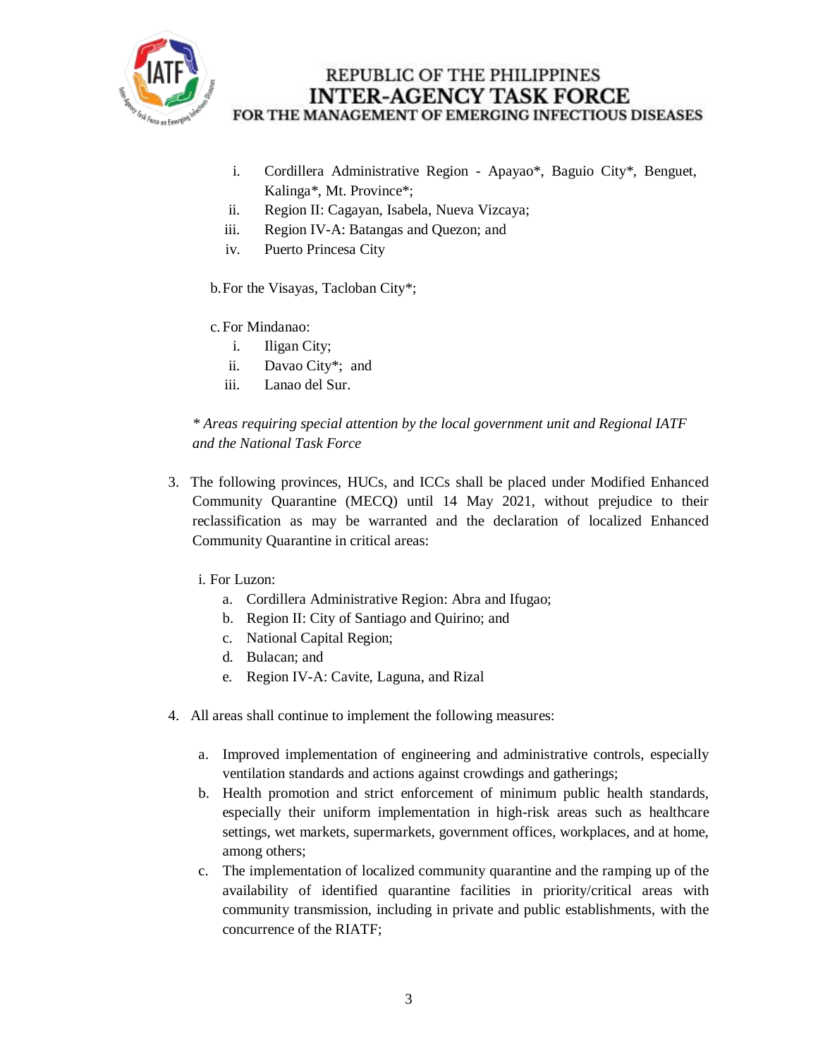i. Cordillera Administrative Region - Apayao*, Baguio City*, Benguet, Kalinga*, Mt. Province*;
   ii. Region II: Cagayan, Isabela, Nueva Vizcaya;
   iii. Region IV-A: Batangas and Quezon; and
   iv. Puerto Princesa City

b. For the Visayas, Tacloban City*;

c. For Mindanao:
   i. Iligan City;
   ii. Davao City*; and
   iii. Lanao del Sur.

*\* Areas requiring special attention by the local government unit and Regional IATF and the National Task Force*

3. The following provinces, HUCs, and ICCs shall be placed under Modified Enhanced Community Quarantine (MECQ) until 14 May 2021, without prejudice to their reclassification as may be warranted and the declaration of localized Enhanced Community Quarantine in critical areas:

   i. For Luzon:
      a. Cordillera Administrative Region: Abra and Ifugao;
      b. Region II: City of Santiago and Quirino; and
      c. National Capital Region;
      d. Bulacan; and
      e. Region IV-A: Cavite, Laguna, and Rizal

4. All areas shall continue to implement the following measures:

   a. Improved implementation of engineering and administrative controls, especially ventilation standards and actions against crowdings and gatherings;
   b. Health promotion and strict enforcement of minimum public health standards, especially their uniform implementation in high-risk areas such as healthcare settings, wet markets, supermarkets, government offices, workplaces, and at home, among others;
   c. The implementation of localized community quarantine and the ramping up of the availability of identified quarantine facilities in priority/critical areas with community transmission, including in private and public establishments, with the concurrence of the RIATF;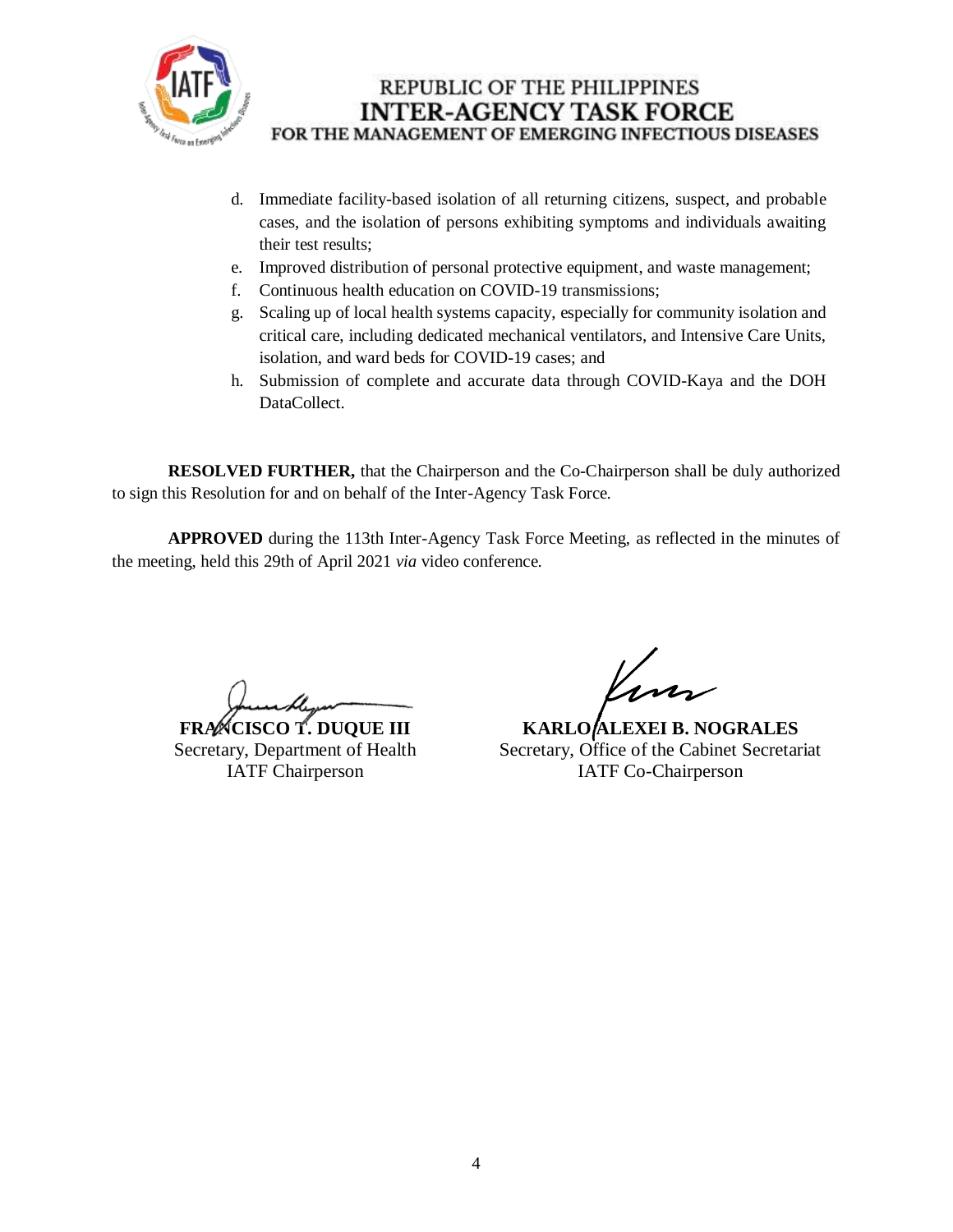d. Immediate facility-based isolation of all returning citizens, suspect, and probable cases, and the isolation of persons exhibiting symptoms and individuals awaiting their test results;
e. Improved distribution of personal protective equipment, and waste management;
f. Continuous health education on COVID-19 transmissions;
g. Scaling up of local health systems capacity, especially for community isolation and critical care, including dedicated mechanical ventilators, and Intensive Care Units, isolation, and ward beds for COVID-19 cases; and
h. Submission of complete and accurate data through COVID-Kaya and the DOH DataCollect.

**RESOLVED FURTHER,** that the Chairperson and the Co-Chairperson shall be duly authorized to sign this Resolution for and on behalf of the Inter-Agency Task Force.

**APPROVED** during the 113th Inter-Agency Task Force Meeting, as reflected in the minutes of the meeting, held this 29th of April 2021 *via* video conference.

**FRANCISCO T. DUQUE III**
Secretary, Department of Health
IATF Chairperson

**KARLO ALEXEI B. NOGRALES**
Secretary, Office of the Cabinet Secretariat
IATF Co-Chairperson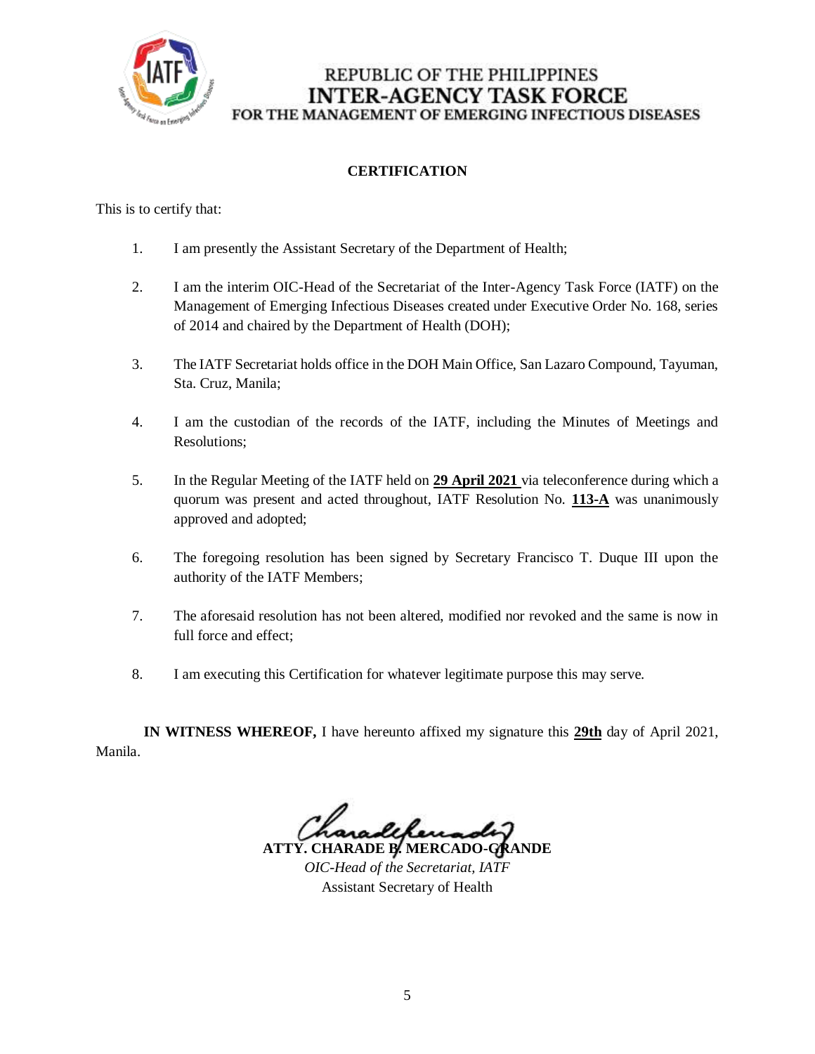REPUBLIC OF THE PHILIPPINES
**INTER-AGENCY TASK FORCE**
FOR THE MANAGEMENT OF EMERGING INFECTIOUS DISEASES

## CERTIFICATION

This is to certify that:

1. I am presently the Assistant Secretary of the Department of Health;

2. I am the interim OIC-Head of the Secretariat of the Inter-Agency Task Force (IATF) on the Management of Emerging Infectious Diseases created under Executive Order No. 168, series of 2014 and chaired by the Department of Health (DOH);

3. The IATF Secretariat holds office in the DOH Main Office, San Lazaro Compound, Tayuman, Sta. Cruz, Manila;

4. I am the custodian of the records of the IATF, including the Minutes of Meetings and Resolutions;

5. In the Regular Meeting of the IATF held on **29 April 2021** via teleconference during which a quorum was present and acted throughout, IATF Resolution No. **113-A** was unanimously approved and adopted;

6. The foregoing resolution has been signed by Secretary Francisco T. Duque III upon the authority of the IATF Members;

7. The aforesaid resolution has not been altered, modified nor revoked and the same is now in full force and effect;

8. I am executing this Certification for whatever legitimate purpose this may serve.

**IN WITNESS WHEREOF,** I have hereunto affixed my signature this **29th** day of April 2021, Manila.

**ATTY. CHARADE B. MERCADO-GRANDE**
*OIC-Head of the Secretariat, IATF*
Assistant Secretary of Health